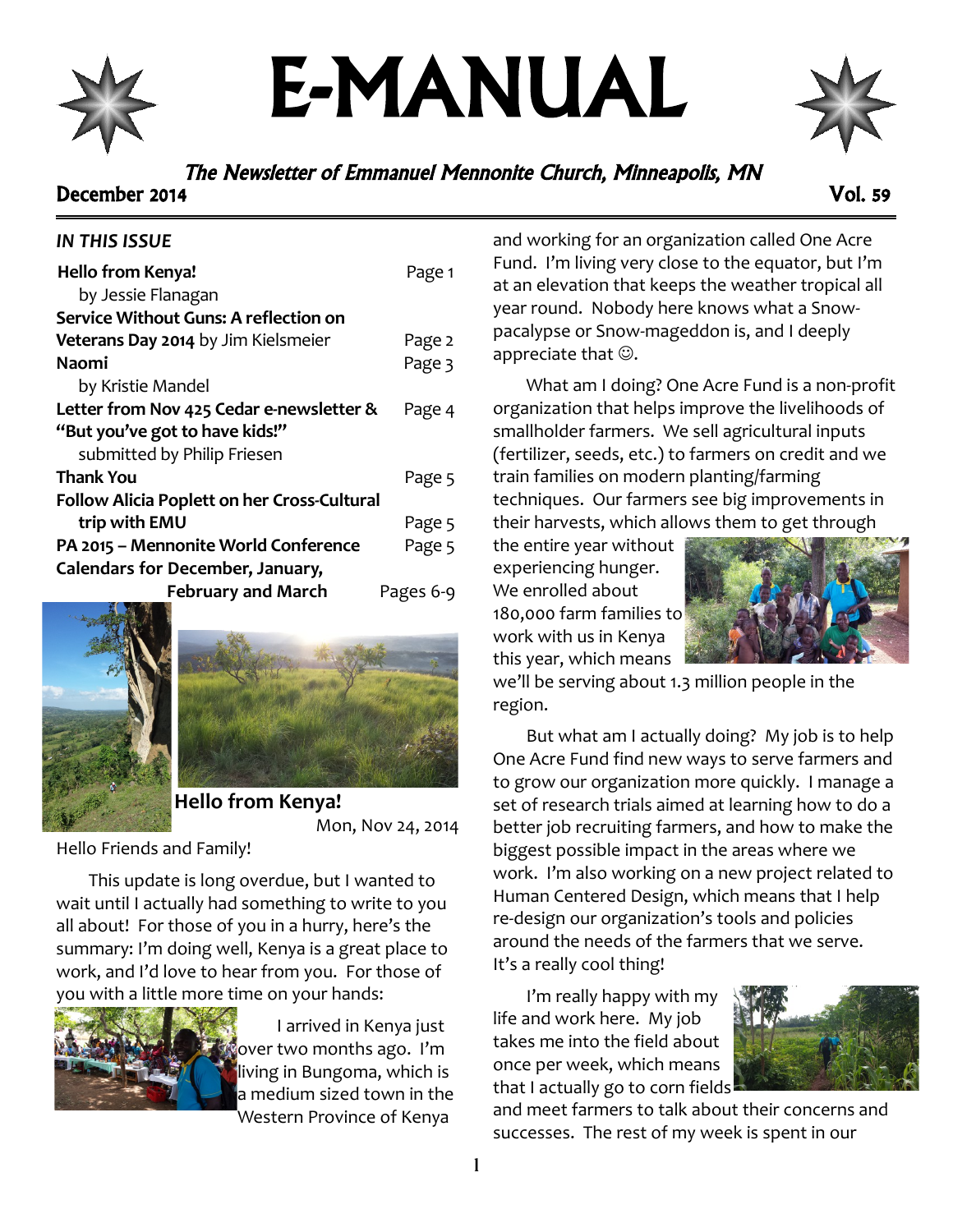# E-MANUAL

*The Newsletter of Emmanuel Mennonite Church, Minneapolis, MN*

December 2014 Vol. 59

***IN THIS ISSUE***

| | |
|---|---|
| **Hello from Kenya!** by Jessie Flanagan | Page 1 |
| **Service Without Guns: A reflection on Veterans Day 2014** by Jim Kielsmeier | Page 2 |
| **Naomi** by Kristie Mandel | Page 3 |
| **Letter from Nov 425 Cedar e-newsletter & "But you've got to have kids!"** submitted by Philip Friesen | Page 4 |
| **Thank You** | Page 5 |
| **Follow Alicia Poplett on her Cross-Cultural trip with EMU** | Page 5 |
| **PA 2015 – Mennonite World Conference** | Page 5 |
| **Calendars for December, January, February and March** | Pages 6-9 |

## Hello from Kenya!

Mon, Nov 24, 2014

Hello Friends and Family!

This update is long overdue, but I wanted to wait until I actually had something to write to you all about! For those of you in a hurry, here's the summary: I'm doing well, Kenya is a great place to work, and I'd love to hear from you. For those of you with a little more time on your hands:

I arrived in Kenya just over two months ago. I'm living in Bungoma, which is a medium sized town in the Western Province of Kenya and working for an organization called One Acre Fund. I'm living very close to the equator, but I'm at an elevation that keeps the weather tropical all year round. Nobody here knows what a Snow-pacalypse or Snow-mageddon is, and I deeply appreciate that ☺.

What am I doing? One Acre Fund is a non-profit organization that helps improve the livelihoods of smallholder farmers. We sell agricultural inputs (fertilizer, seeds, etc.) to farmers on credit and we train families on modern planting/farming techniques. Our farmers see big improvements in their harvests, which allows them to get through the entire year without experiencing hunger. We enrolled about 180,000 farm families to work with us in Kenya this year, which means we'll be serving about 1.3 million people in the region.

But what am I actually doing? My job is to help One Acre Fund find new ways to serve farmers and to grow our organization more quickly. I manage a set of research trials aimed at learning how to do a better job recruiting farmers, and how to make the biggest possible impact in the areas where we work. I'm also working on a new project related to Human Centered Design, which means that I help re-design our organization's tools and policies around the needs of the farmers that we serve. It's a really cool thing!

I'm really happy with my life and work here. My job takes me into the field about once per week, which means that I actually go to corn fields and meet farmers to talk about their concerns and successes. The rest of my week is spent in our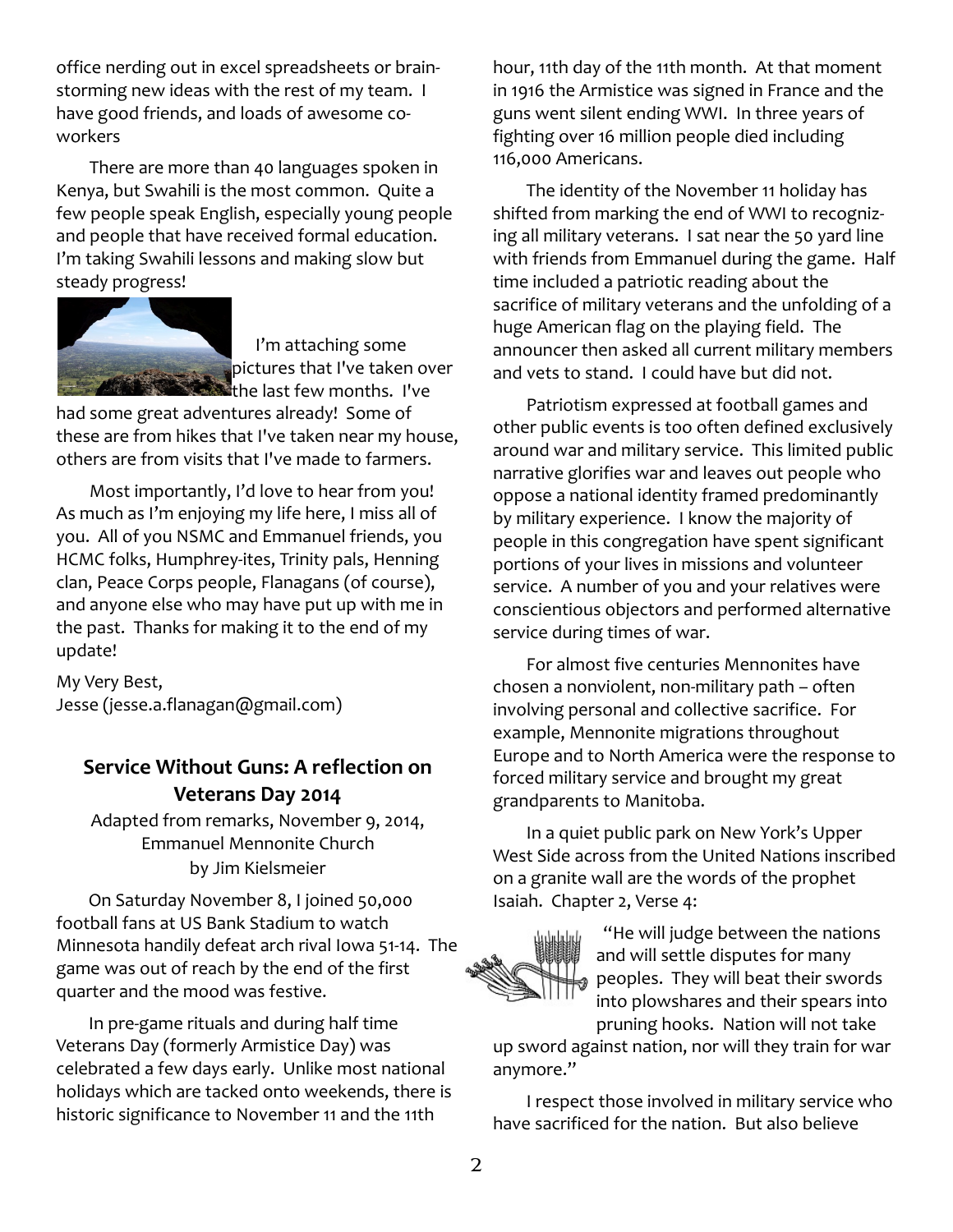office nerding out in excel spreadsheets or brainstorming new ideas with the rest of my team. I have good friends, and loads of awesome coworkers

There are more than 40 languages spoken in Kenya, but Swahili is the most common. Quite a few people speak English, especially young people and people that have received formal education. I'm taking Swahili lessons and making slow but steady progress!

I'm attaching some pictures that I've taken over the last few months. I've had some great adventures already! Some of these are from hikes that I've taken near my house, others are from visits that I've made to farmers.

Most importantly, I'd love to hear from you! As much as I'm enjoying my life here, I miss all of you. All of you NSMC and Emmanuel friends, you HCMC folks, Humphrey-ites, Trinity pals, Henning clan, Peace Corps people, Flanagans (of course), and anyone else who may have put up with me in the past. Thanks for making it to the end of my update!

My Very Best,
Jesse (jesse.a.flanagan@gmail.com)

## Service Without Guns: A reflection on Veterans Day 2014

Adapted from remarks, November 9, 2014, Emmanuel Mennonite Church
by Jim Kielsmeier

On Saturday November 8, I joined 50,000 football fans at US Bank Stadium to watch Minnesota handily defeat arch rival Iowa 51-14. The game was out of reach by the end of the first quarter and the mood was festive.

In pre-game rituals and during half time Veterans Day (formerly Armistice Day) was celebrated a few days early. Unlike most national holidays which are tacked onto weekends, there is historic significance to November 11 and the 11th hour, 11th day of the 11th month. At that moment in 1916 the Armistice was signed in France and the guns went silent ending WWI. In three years of fighting over 16 million people died including 116,000 Americans.

The identity of the November 11 holiday has shifted from marking the end of WWI to recognizing all military veterans. I sat near the 50 yard line with friends from Emmanuel during the game. Half time included a patriotic reading about the sacrifice of military veterans and the unfolding of a huge American flag on the playing field. The announcer then asked all current military members and vets to stand. I could have but did not.

Patriotism expressed at football games and other public events is too often defined exclusively around war and military service. This limited public narrative glorifies war and leaves out people who oppose a national identity framed predominantly by military experience. I know the majority of people in this congregation have spent significant portions of your lives in missions and volunteer service. A number of you and your relatives were conscientious objectors and performed alternative service during times of war.

For almost five centuries Mennonites have chosen a nonviolent, non-military path – often involving personal and collective sacrifice. For example, Mennonite migrations throughout Europe and to North America were the response to forced military service and brought my great grandparents to Manitoba.

In a quiet public park on New York's Upper West Side across from the United Nations inscribed on a granite wall are the words of the prophet Isaiah. Chapter 2, Verse 4:

"He will judge between the nations and will settle disputes for many peoples. They will beat their swords into plowshares and their spears into pruning hooks. Nation will not take up sword against nation, nor will they train for war anymore."

I respect those involved in military service who have sacrificed for the nation. But also believe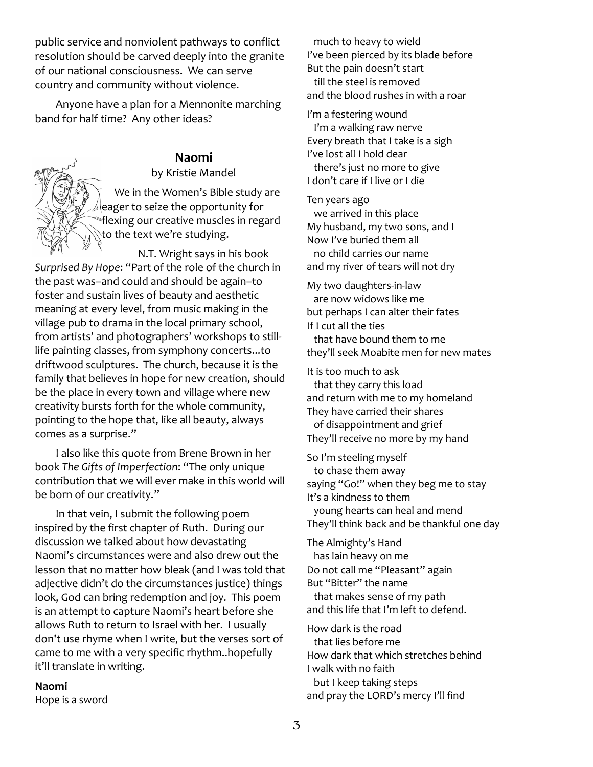public service and nonviolent pathways to conflict resolution should be carved deeply into the granite of our national consciousness. We can serve country and community without violence.

Anyone have a plan for a Mennonite marching band for half time? Any other ideas?

## Naomi

by Kristie Mandel

We in the Women's Bible study are eager to seize the opportunity for flexing our creative muscles in regard to the text we're studying.

N.T. Wright says in his book *Surprised By Hope*: "Part of the role of the church in the past was–and could and should be again–to foster and sustain lives of beauty and aesthetic meaning at every level, from music making in the village pub to drama in the local primary school, from artists' and photographers' workshops to still-life painting classes, from symphony concerts...to driftwood sculptures. The church, because it is the family that believes in hope for new creation, should be the place in every town and village where new creativity bursts forth for the whole community, pointing to the hope that, like all beauty, always comes as a surprise."

I also like this quote from Brene Brown in her book *The Gifts of Imperfection*: "The only unique contribution that we will ever make in this world will be born of our creativity."

In that vein, I submit the following poem inspired by the first chapter of Ruth. During our discussion we talked about how devastating Naomi's circumstances were and also drew out the lesson that no matter how bleak (and I was told that adjective didn't do the circumstances justice) things look, God can bring redemption and joy. This poem is an attempt to capture Naomi's heart before she allows Ruth to return to Israel with her. I usually don't use rhyme when I write, but the verses sort of came to me with a very specific rhythm..hopefully it'll translate in writing.

**Naomi**

Hope is a sword  
  much to heavy to wield  
I've been pierced by its blade before  
But the pain doesn't start  
  till the steel is removed  
and the blood rushes in with a roar

I'm a festering wound  
  I'm a walking raw nerve  
Every breath that I take is a sigh  
I've lost all I hold dear  
  there's just no more to give  
I don't care if I live or I die

Ten years ago  
  we arrived in this place  
My husband, my two sons, and I  
Now I've buried them all  
  no child carries our name  
and my river of tears will not dry

My two daughters-in-law  
  are now widows like me  
but perhaps I can alter their fates  
If I cut all the ties  
  that have bound them to me  
they'll seek Moabite men for new mates

It is too much to ask  
  that they carry this load  
and return with me to my homeland  
They have carried their shares  
  of disappointment and grief  
They'll receive no more by my hand

So I'm steeling myself  
  to chase them away  
saying "Go!" when they beg me to stay  
It's a kindness to them  
  young hearts can heal and mend  
They'll think back and be thankful one day

The Almighty's Hand  
  has lain heavy on me  
Do not call me "Pleasant" again  
But "Bitter" the name  
  that makes sense of my path  
and this life that I'm left to defend.

How dark is the road  
  that lies before me  
How dark that which stretches behind  
I walk with no faith  
  but I keep taking steps  
and pray the LORD's mercy I'll find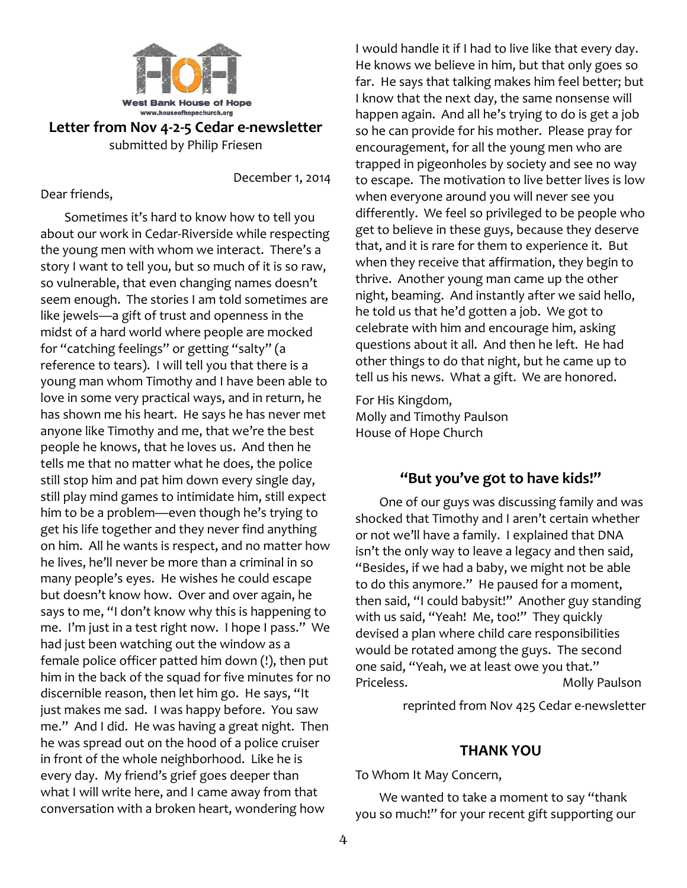West Bank House of Hope
www.houseofhopechurch.org

## Letter from Nov 4-2-5 Cedar e-newsletter

submitted by Philip Friesen

December 1, 2014

Dear friends,

Sometimes it's hard to know how to tell you about our work in Cedar-Riverside while respecting the young men with whom we interact. There's a story I want to tell you, but so much of it is so raw, so vulnerable, that even changing names doesn't seem enough. The stories I am told sometimes are like jewels—a gift of trust and openness in the midst of a hard world where people are mocked for "catching feelings" or getting "salty" (a reference to tears). I will tell you that there is a young man whom Timothy and I have been able to love in some very practical ways, and in return, he has shown me his heart. He says he has never met anyone like Timothy and me, that we're the best people he knows, that he loves us. And then he tells me that no matter what he does, the police still stop him and pat him down every single day, still play mind games to intimidate him, still expect him to be a problem—even though he's trying to get his life together and they never find anything on him. All he wants is respect, and no matter how he lives, he'll never be more than a criminal in so many people's eyes. He wishes he could escape but doesn't know how. Over and over again, he says to me, "I don't know why this is happening to me. I'm just in a test right now. I hope I pass." We had just been watching out the window as a female police officer patted him down (!), then put him in the back of the squad for five minutes for no discernible reason, then let him go. He says, "It just makes me sad. I was happy before. You saw me." And I did. He was having a great night. Then he was spread out on the hood of a police cruiser in front of the whole neighborhood. Like he is every day. My friend's grief goes deeper than what I will write here, and I came away from that conversation with a broken heart, wondering how I would handle it if I had to live like that every day. He knows we believe in him, but that only goes so far. He says that talking makes him feel better; but I know that the next day, the same nonsense will happen again. And all he's trying to do is get a job so he can provide for his mother. Please pray for encouragement, for all the young men who are trapped in pigeonholes by society and see no way to escape. The motivation to live better lives is low when everyone around you will never see you differently. We feel so privileged to be people who get to believe in these guys, because they deserve that, and it is rare for them to experience it. But when they receive that affirmation, they begin to thrive. Another young man came up the other night, beaming. And instantly after we said hello, he told us that he'd gotten a job. We got to celebrate with him and encourage him, asking questions about it all. And then he left. He had other things to do that night, but he came up to tell us his news. What a gift. We are honored.

For His Kingdom,
Molly and Timothy Paulson
House of Hope Church

## "But you've got to have kids!"

One of our guys was discussing family and was shocked that Timothy and I aren't certain whether or not we'll have a family. I explained that DNA isn't the only way to leave a legacy and then said, "Besides, if we had a baby, we might not be able to do this anymore." He paused for a moment, then said, "I could babysit!" Another guy standing with us said, "Yeah! Me, too!" They quickly devised a plan where child care responsibilities would be rotated among the guys. The second one said, "Yeah, we at least owe you that." Priceless. Molly Paulson

reprinted from Nov 425 Cedar e-newsletter

## THANK YOU

To Whom It May Concern,

We wanted to take a moment to say "thank you so much!" for your recent gift supporting our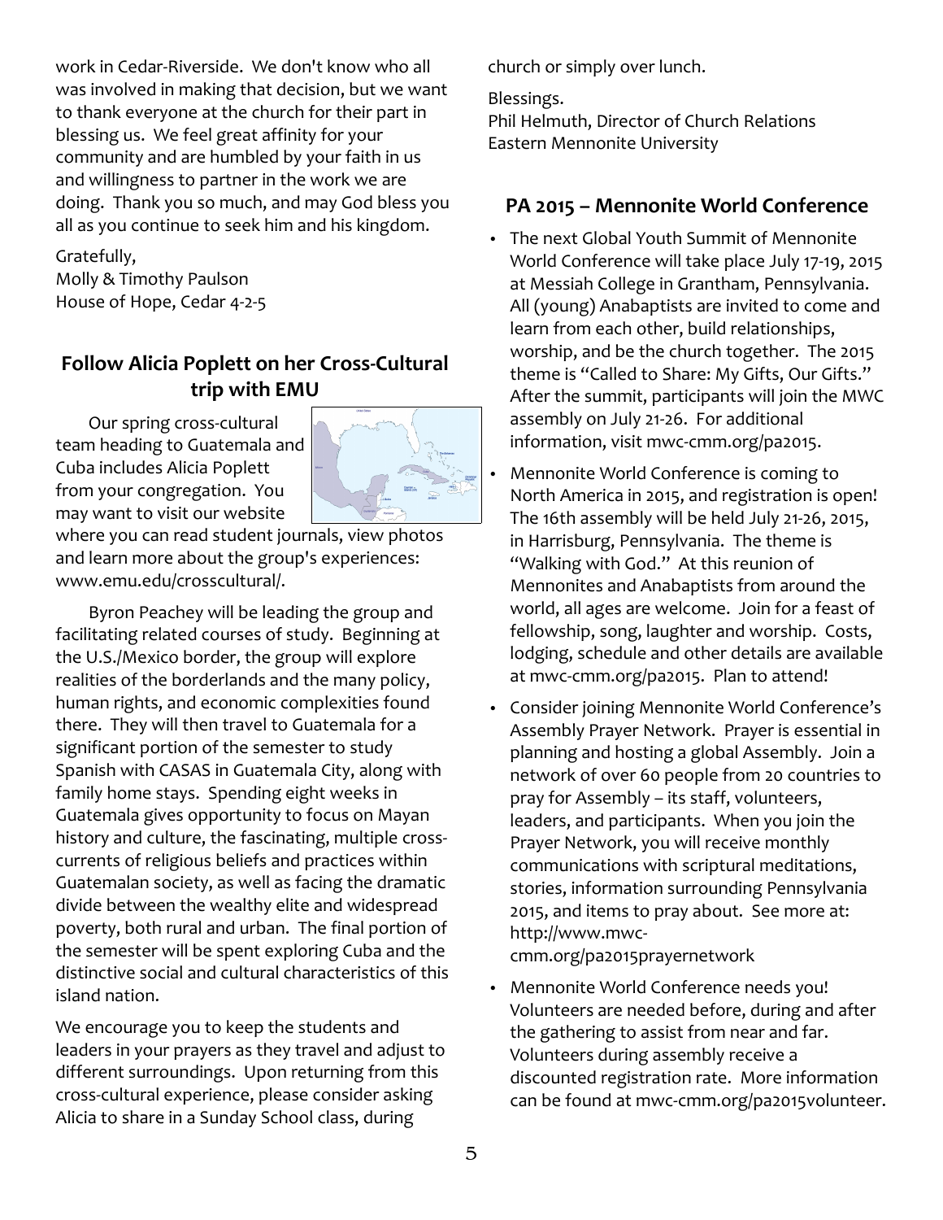work in Cedar-Riverside. We don't know who all was involved in making that decision, but we want to thank everyone at the church for their part in blessing us. We feel great affinity for your community and are humbled by your faith in us and willingness to partner in the work we are doing. Thank you so much, and may God bless you all as you continue to seek him and his kingdom.

Gratefully,
Molly & Timothy Paulson
House of Hope, Cedar 4-2-5

## Follow Alicia Poplett on her Cross-Cultural trip with EMU

Our spring cross-cultural team heading to Guatemala and Cuba includes Alicia Poplett from your congregation. You may want to visit our website where you can read student journals, view photos and learn more about the group's experiences: www.emu.edu/crosscultural/.

Byron Peachey will be leading the group and facilitating related courses of study. Beginning at the U.S./Mexico border, the group will explore realities of the borderlands and the many policy, human rights, and economic complexities found there. They will then travel to Guatemala for a significant portion of the semester to study Spanish with CASAS in Guatemala City, along with family home stays. Spending eight weeks in Guatemala gives opportunity to focus on Mayan history and culture, the fascinating, multiple cross-currents of religious beliefs and practices within Guatemalan society, as well as facing the dramatic divide between the wealthy elite and widespread poverty, both rural and urban. The final portion of the semester will be spent exploring Cuba and the distinctive social and cultural characteristics of this island nation.

We encourage you to keep the students and leaders in your prayers as they travel and adjust to different surroundings. Upon returning from this cross-cultural experience, please consider asking Alicia to share in a Sunday School class, during church or simply over lunch.

Blessings.
Phil Helmuth, Director of Church Relations
Eastern Mennonite University

## PA 2015 – Mennonite World Conference

- The next Global Youth Summit of Mennonite World Conference will take place July 17-19, 2015 at Messiah College in Grantham, Pennsylvania. All (young) Anabaptists are invited to come and learn from each other, build relationships, worship, and be the church together. The 2015 theme is "Called to Share: My Gifts, Our Gifts." After the summit, participants will join the MWC assembly on July 21-26. For additional information, visit mwc-cmm.org/pa2015.
- Mennonite World Conference is coming to North America in 2015, and registration is open! The 16th assembly will be held July 21-26, 2015, in Harrisburg, Pennsylvania. The theme is "Walking with God." At this reunion of Mennonites and Anabaptists from around the world, all ages are welcome. Join for a feast of fellowship, song, laughter and worship. Costs, lodging, schedule and other details are available at mwc-cmm.org/pa2015. Plan to attend!
- Consider joining Mennonite World Conference's Assembly Prayer Network. Prayer is essential in planning and hosting a global Assembly. Join a network of over 60 people from 20 countries to pray for Assembly – its staff, volunteers, leaders, and participants. When you join the Prayer Network, you will receive monthly communications with scriptural meditations, stories, information surrounding Pennsylvania 2015, and items to pray about. See more at: http://www.mwc-cmm.org/pa2015prayernetwork
- Mennonite World Conference needs you! Volunteers are needed before, during and after the gathering to assist from near and far. Volunteers during assembly receive a discounted registration rate. More information can be found at mwc-cmm.org/pa2015volunteer.